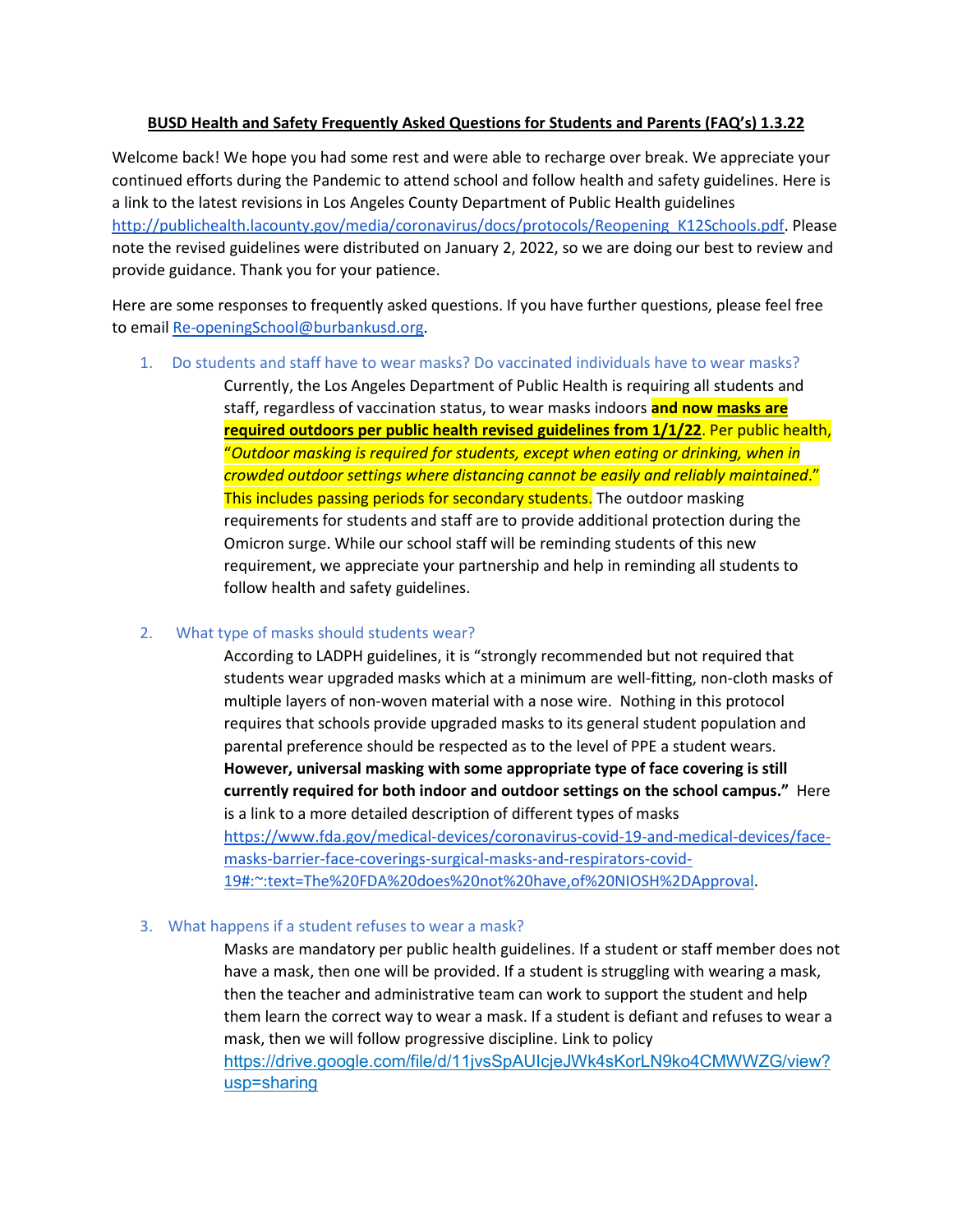# BUSD Health and Safety Frequently Asked Questions for Students and Parents (FAQ's) 1.3.22

Welcome back! We hope you had some rest and were able to recharge over break. We appreciate your continued efforts during the Pandemic to attend school and follow health and safety guidelines. Here is a link to the latest revisions in Los Angeles County Department of Public Health guidelines [http://publichealth.lacounty.gov/media/coronavirus/docs/protocols/Reopening_K12Schools.pdf](http://publichealth.lacounty.gov/media/coronavirus/docs/protocols/Reopening_K12Schools.pdf). Please note the revised guidelines were distributed on January 2, 2022, so we are doing our best to review and provide guidance. Thank you for your patience.

Here are some responses to frequently asked questions. If you have further questions, please feel free to email [Re-openingSchool@burbankusd.org](mailto:Re-openingSchool@burbankusd.org).

1. Do students and staff have to wear masks? Do vaccinated individuals have to wear masks?

   Currently, the Los Angeles Department of Public Health is requiring all students and staff, regardless of vaccination status, to wear masks indoors **and now masks are required outdoors per public health revised guidelines from 1/1/22**. Per public health, "*Outdoor masking is required for students, except when eating or drinking, when in crowded outdoor settings where distancing cannot be easily and reliably maintained.*" This includes passing periods for secondary students. The outdoor masking requirements for students and staff are to provide additional protection during the Omicron surge. While our school staff will be reminding students of this new requirement, we appreciate your partnership and help in reminding all students to follow health and safety guidelines.

2. What type of masks should students wear?

   According to LADPH guidelines, it is "strongly recommended but not required that students wear upgraded masks which at a minimum are well-fitting, non-cloth masks of multiple layers of non-woven material with a nose wire. Nothing in this protocol requires that schools provide upgraded masks to its general student population and parental preference should be respected as to the level of PPE a student wears. **However, universal masking with some appropriate type of face covering is still currently required for both indoor and outdoor settings on the school campus."** Here is a link to a more detailed description of different types of masks [https://www.fda.gov/medical-devices/coronavirus-covid-19-and-medical-devices/face-masks-barrier-face-coverings-surgical-masks-and-respirators-covid-19#:~:text=The%20FDA%20does%20not%20have,of%20NIOSH%2DApproval](https://www.fda.gov/medical-devices/coronavirus-covid-19-and-medical-devices/face-masks-barrier-face-coverings-surgical-masks-and-respirators-covid-19#:~:text=The%20FDA%20does%20not%20have,of%20NIOSH%2DApproval).

3. What happens if a student refuses to wear a mask?

   Masks are mandatory per public health guidelines. If a student or staff member does not have a mask, then one will be provided. If a student is struggling with wearing a mask, then the teacher and administrative team can work to support the student and help them learn the correct way to wear a mask. If a student is defiant and refuses to wear a mask, then we will follow progressive discipline. Link to policy [https://drive.google.com/file/d/11jvsSpAUIcjeJWk4sKorLN9ko4CMWWZG/view?usp=sharing](https://drive.google.com/file/d/11jvsSpAUIcjeJWk4sKorLN9ko4CMWWZG/view?usp=sharing)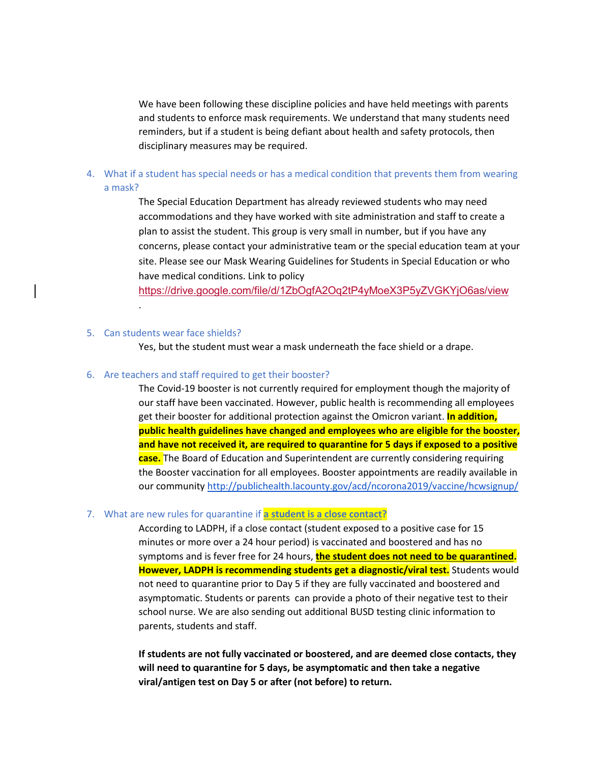We have been following these discipline policies and have held meetings with parents and students to enforce mask requirements. We understand that many students need reminders, but if a student is being defiant about health and safety protocols, then disciplinary measures may be required.

4. What if a student has special needs or has a medical condition that prevents them from wearing a mask?

   The Special Education Department has already reviewed students who may need accommodations and they have worked with site administration and staff to create a plan to assist the student. This group is very small in number, but if you have any concerns, please contact your administrative team or the special education team at your site. Please see our Mask Wearing Guidelines for Students in Special Education or who have medical conditions. Link to policy https://drive.google.com/file/d/1ZbOgfA2Oq2tP4yMoeX3P5yZVGKYjO6as/view .

5. Can students wear face shields?

   Yes, but the student must wear a mask underneath the face shield or a drape.

6. Are teachers and staff required to get their booster?

   The Covid-19 booster is not currently required for employment though the majority of our staff have been vaccinated. However, public health is recommending all employees get their booster for additional protection against the Omicron variant. **In addition, public health guidelines have changed and employees who are eligible for the booster, and have not received it, are required to quarantine for 5 days if exposed to a positive case.** The Board of Education and Superintendent are currently considering requiring the Booster vaccination for all employees. Booster appointments are readily available in our community http://publichealth.lacounty.gov/acd/ncorona2019/vaccine/hcwsignup/

7. What are new rules for quarantine if **a student is a close contact?**

   According to LADPH, if a close contact (student exposed to a positive case for 15 minutes or more over a 24 hour period) is vaccinated and boostered and has no symptoms and is fever free for 24 hours, **the student does not need to be quarantined. However, LADPH is recommending students get a diagnostic/viral test.** Students would not need to quarantine prior to Day 5 if they are fully vaccinated and boostered and asymptomatic. Students or parents can provide a photo of their negative test to their school nurse. We are also sending out additional BUSD testing clinic information to parents, students and staff.

   **If students are not fully vaccinated or boostered, and are deemed close contacts, they will need to quarantine for 5 days, be asymptomatic and then take a negative viral/antigen test on Day 5 or after (not before) to return.**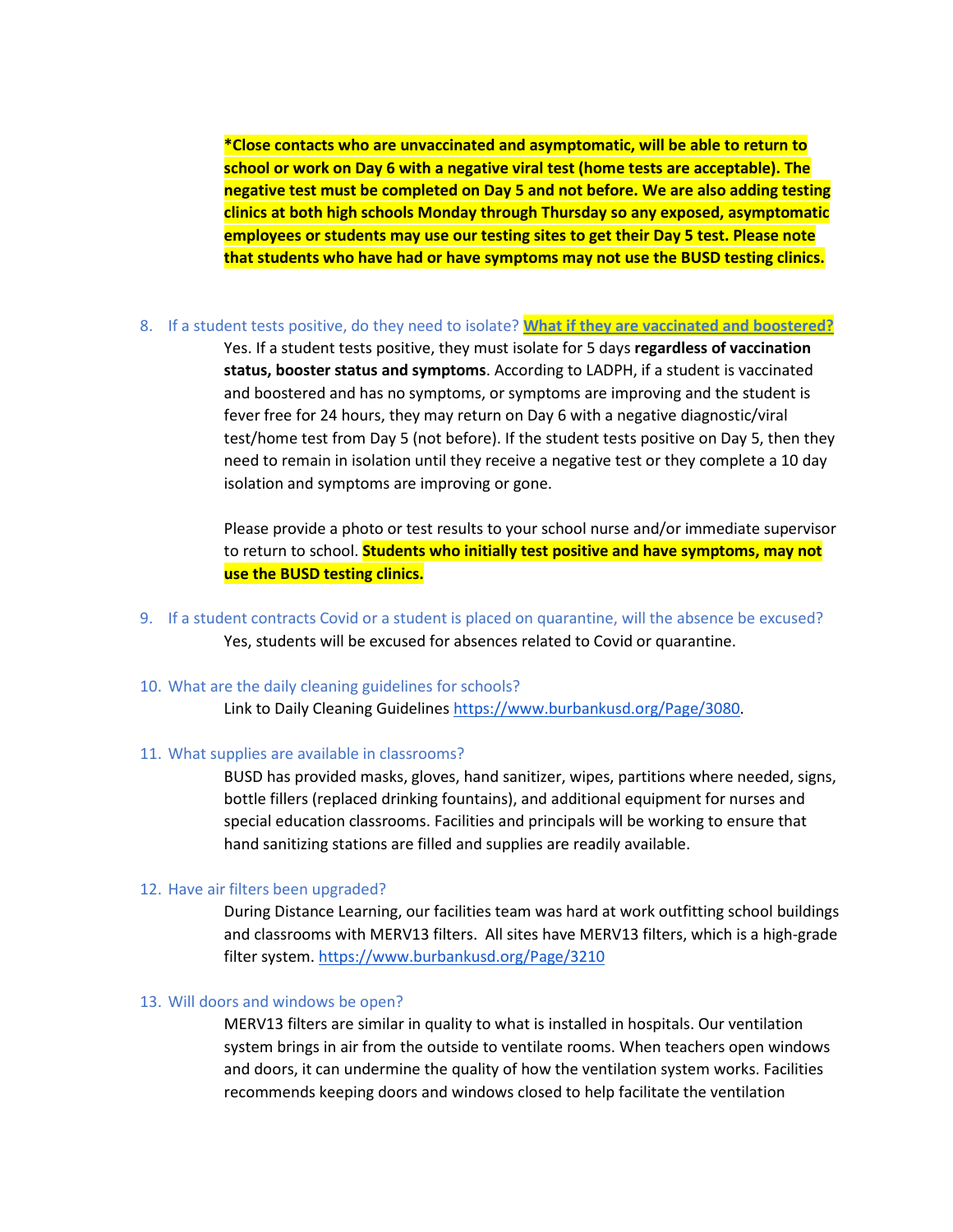**\*Close contacts who are unvaccinated and asymptomatic, will be able to return to school or work on Day 6 with a negative viral test (home tests are acceptable). The negative test must be completed on Day 5 and not before. We are also adding testing clinics at both high schools Monday through Thursday so any exposed, asymptomatic employees or students may use our testing sites to get their Day 5 test. Please note that students who have had or have symptoms may not use the BUSD testing clinics.**

8. If a student tests positive, do they need to isolate? **What if they are vaccinated and boostered?**

   Yes. If a student tests positive, they must isolate for 5 days **regardless of vaccination status, booster status and symptoms**. According to LADPH, if a student is vaccinated and boostered and has no symptoms, or symptoms are improving and the student is fever free for 24 hours, they may return on Day 6 with a negative diagnostic/viral test/home test from Day 5 (not before). If the student tests positive on Day 5, then they need to remain in isolation until they receive a negative test or they complete a 10 day isolation and symptoms are improving or gone.

   Please provide a photo or test results to your school nurse and/or immediate supervisor to return to school. **Students who initially test positive and have symptoms, may not use the BUSD testing clinics.**

9. If a student contracts Covid or a student is placed on quarantine, will the absence be excused?

   Yes, students will be excused for absences related to Covid or quarantine.

10. What are the daily cleaning guidelines for schools?

    Link to Daily Cleaning Guidelines https://www.burbankusd.org/Page/3080.

11. What supplies are available in classrooms?

    BUSD has provided masks, gloves, hand sanitizer, wipes, partitions where needed, signs, bottle fillers (replaced drinking fountains), and additional equipment for nurses and special education classrooms. Facilities and principals will be working to ensure that hand sanitizing stations are filled and supplies are readily available.

12. Have air filters been upgraded?

    During Distance Learning, our facilities team was hard at work outfitting school buildings and classrooms with MERV13 filters. All sites have MERV13 filters, which is a high-grade filter system. https://www.burbankusd.org/Page/3210

13. Will doors and windows be open?

    MERV13 filters are similar in quality to what is installed in hospitals. Our ventilation system brings in air from the outside to ventilate rooms. When teachers open windows and doors, it can undermine the quality of how the ventilation system works. Facilities recommends keeping doors and windows closed to help facilitate the ventilation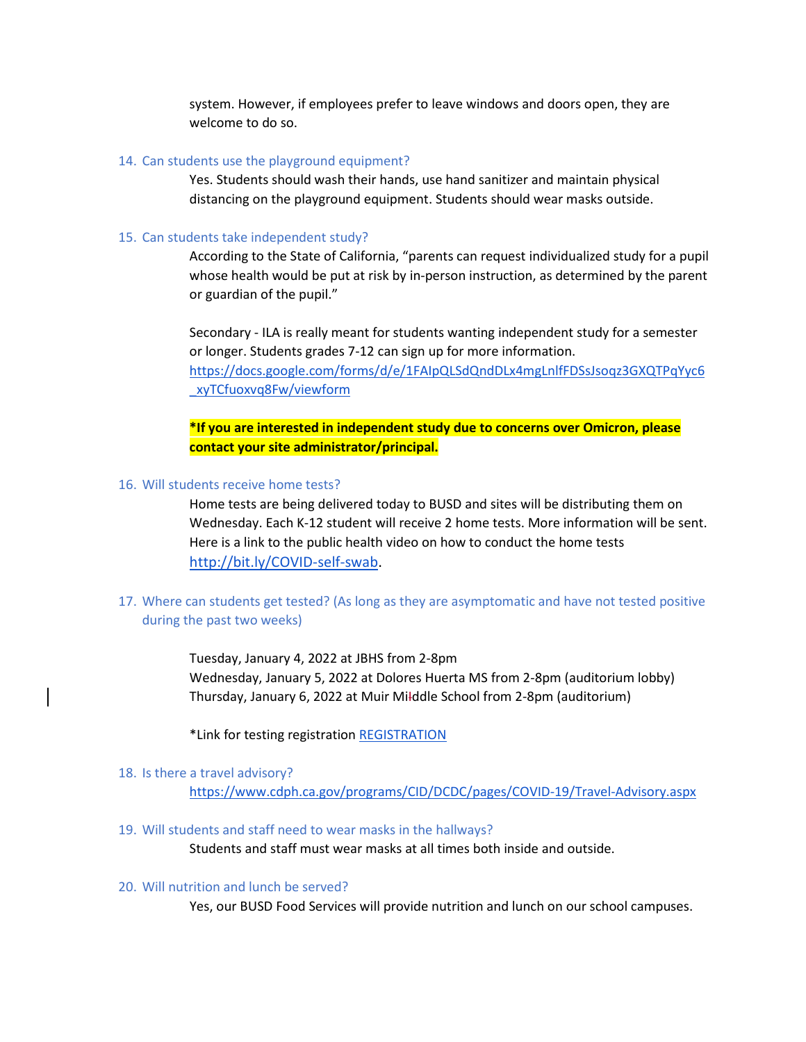system. However, if employees prefer to leave windows and doors open, they are welcome to do so.

14. Can students use the playground equipment?

    Yes. Students should wash their hands, use hand sanitizer and maintain physical distancing on the playground equipment. Students should wear masks outside.

15. Can students take independent study?

    According to the State of California, "parents can request individualized study for a pupil whose health would be put at risk by in-person instruction, as determined by the parent or guardian of the pupil."

    Secondary - ILA is really meant for students wanting independent study for a semester or longer. Students grades 7-12 can sign up for more information. https://docs.google.com/forms/d/e/1FAIpQLSdQndDLx4mgLnlfFDSsJsoqz3GXQTPqYyc6_xyTCfuoxvq8Fw/viewform

    **\*If you are interested in independent study due to concerns over Omicron, please contact your site administrator/principal.**

16. Will students receive home tests?

    Home tests are being delivered today to BUSD and sites will be distributing them on Wednesday. Each K-12 student will receive 2 home tests. More information will be sent. Here is a link to the public health video on how to conduct the home tests http://bit.ly/COVID-self-swab.

17. Where can students get tested? (As long as they are asymptomatic and have not tested positive during the past two weeks)

    Tuesday, January 4, 2022 at JBHS from 2-8pm
    Wednesday, January 5, 2022 at Dolores Huerta MS from 2-8pm (auditorium lobby)
    Thursday, January 6, 2022 at Muir Middle School from 2-8pm (auditorium)

    \*Link for testing registration REGISTRATION

18. Is there a travel advisory?

    https://www.cdph.ca.gov/programs/CID/DCDC/pages/COVID-19/Travel-Advisory.aspx

19. Will students and staff need to wear masks in the hallways?

    Students and staff must wear masks at all times both inside and outside.

20. Will nutrition and lunch be served?

    Yes, our BUSD Food Services will provide nutrition and lunch on our school campuses.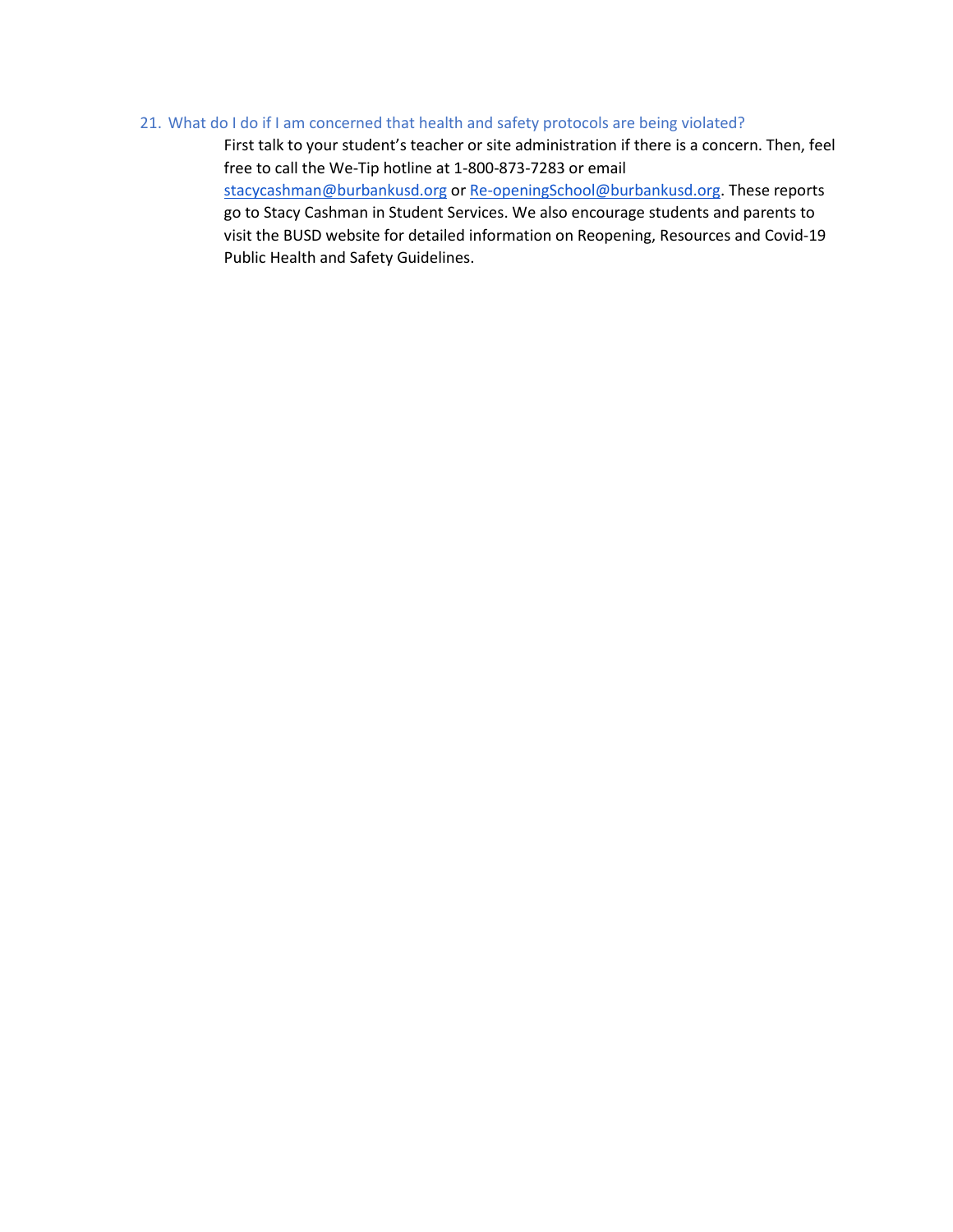### 21. What do I do if I am concerned that health and safety protocols are being violated?

First talk to your student's teacher or site administration if there is a concern. Then, feel free to call the We-Tip hotline at 1-800-873-7283 or email stacycashman@burbankusd.org or Re-openingSchool@burbankusd.org. These reports go to Stacy Cashman in Student Services. We also encourage students and parents to visit the BUSD website for detailed information on Reopening, Resources and Covid-19 Public Health and Safety Guidelines.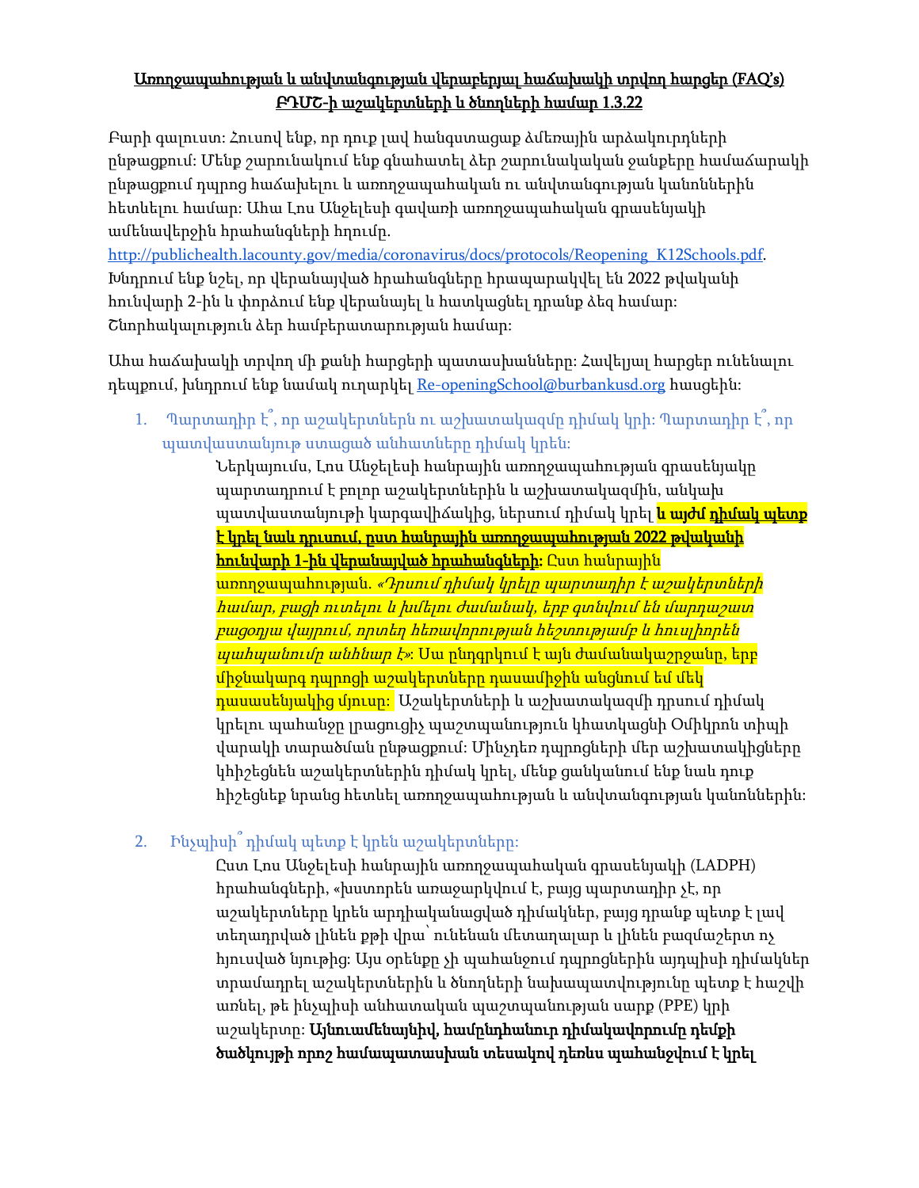**Առողջապահության և անվտանգության վերաբերյալ հաճախակի տրվող հարցեր (FAQ's)**
**ԲԴՄՇ-ի աշակերտների և ծնողների համար 1.3.22**

Բարի գալուստ: Հուսով ենք, որ դուք լավ հանգստացաք ձմեռային արձակուրդների ընթացքում: Մենք շարունակում ենք գնահատել ձեր շարունակական ջանքերը համաճարակի ընթացքում դպրոց հաճախելու և առողջապահական ու անվտանգության կանոններին հետևելու համար: Ահա Լոս Անջելեսի գավառի առողջապահական գրասենյակի ամենավերջին հրահանգների հղումը. http://publichealth.lacounty.gov/media/coronavirus/docs/protocols/Reopening_K12Schools.pdf. Խնդրում ենք նշել, որ վերանայված հրահանգները հրապարակվել են 2022 թվականի հունվարի 2-ին և փորձում ենք վերանայել և հստակցնել դրանք ձեզ համար: Շնորհակալություն ձեր համբերատարության համար:

Ահա հաճախակի տրվող մի քանի հարցերի պատասխանները: Հավելյալ հարցեր ունենալու դեպքում, խնդրում ենք նամակ ուղարկել Re-openingSchool@burbankusd.org հասցեին:

1. Պարտադիր է՞, որ աշակերտներն ու աշխատակազմը դիմակ կրի: Պարտադիր է՞, որ պատվաստանյութ ստացած անհատները դիմակ կրեն:

   Ներկայումս, Լոս Անջելեսի հանրային առողջապահության գրասենյակը պարտադրում է բոլոր աշակերտներին և աշխատակազմին, անկախ պատվաստանյութի կարգավիճակից, ներսում դիմակ կրել **<u>և այժմ դիմակ պետք է կրել նաև դրսում, ըստ հանրային առողջապահության 2022 թվականի հունվարի 1-ին վերանայված հրահանգների:</u>** Ըստ հանրային առողջապահության. *«Դրսում դիմակ կրելը պարտադիր է աշակերտների համար, բացի ուտելու և խմելու ժամանակ, երբ գտնվում են մարդաշատ բացօդյա վայրում, որտեղ հեռավորության հեշտությամբ և հուսլիորեն պահպանումը անհնար է»:* Սա ընդգրկում է այն ժամանակաշրջանը, երբ միջնակարգ դպրոցի աշակերտները դասամիջին անցնում եմ մեկ դասասենյակից մյուսը: Աշակերտների և աշխատակազմի դրսում դիմակ կրելու պահանջը լրացուցիչ պաշտպանություն կհատկացնի Օմիկրոն տիպի վարակի տարածման ընթացքում: Մինչդեռ դպրոցների մեր աշխատակիցները կհիշեցնեն աշակերտներին դիմակ կրել, մենք ցանկանում ենք նաև դուք հիշեցնեք նրանց հետևել առողջապահության և անվտանգության կանոններին:

2. Ինչպիսի՞ դիմակ պետք է կրեն աշակերտները:

   Ըստ Լոս Անջելեսի հանրային առողջապահական գրասենյակի (LADPH) հրահանգների, «խստորեն առաջարկվում է, բայց պարտադիր չէ, որ աշակերտները կրեն արդյունավետ դիմակներ, բայց դրանք պետք է լավ տեղադրված լինեն քթի վրա՝ ունենան մետաղալար և լինեն բազմաշերտ ոչ հյուսված նյութից: Այս օրենքը չի պահանջում դպրոցներին այդպիսի դիմակներ տրամադրել աշակերտներին և ծնողների նախապատվությունը պետք է հաշվի առնել, թե ինչպիսի անհատական պաշտպանության սարք (PPE) կրի աշակերտը: **Այնուամենայնիվ, համընդհանուր դիմակավորումը դեմքի ծածկույթի որոշ համապատասխան տեսակով դեռևս պահանջվում է կրել**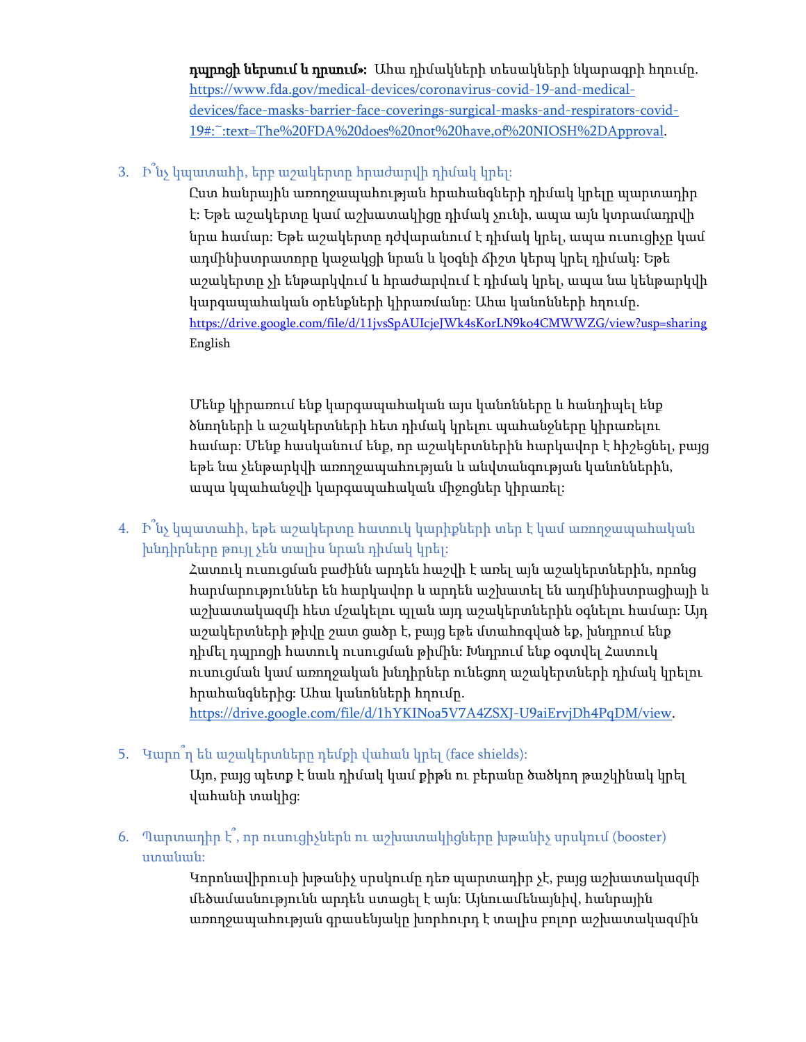**դպրոցի ներսում և դրսում»:** Ահա դիմակների տեսակների նկարագրի հղումը. https://www.fda.gov/medical-devices/coronavirus-covid-19-and-medical-devices/face-masks-barrier-face-coverings-surgical-masks-and-respirators-covid-19#:~:text=The%20FDA%20does%20not%20have,of%20NIOSH%2DApproval.

3. Ի՞նչ կպատահի, երբ աշակերտը հրաժարվի դիմակ կրել:

   Ըստ հանրային առողջապահության հրահանգների դիմակ կրելը պարտադիր է: Եթե աշակերտը կամ աշխատակիցը դիմակ չունի, ապա այն կտրամադրվի նրա համար: Եթե աշակերտը դժվարանում է դիմակ կրել, ապա ուսուցիչը կամ ադմինիստրատորը կաջակցի նրան և կօգնի ճիշտ կերպ կրել դիմակ: Եթե աշակերտը չի ենթարկվում և հրաժարվում է դիմակ կրել, ապա նա կենթարկվի կարգապահական օրենքների կիրառմանը: Ահա կանոնների հղումը. https://drive.google.com/file/d/11jvsSpAUIcjeJWk4sKorLN9ko4CMWWZG/view?usp=sharing English

   Մենք կիրառում ենք կարգապահական այս կանոնները և հանդիպել ենք ծնողների և աշակերտների հետ դիմակ կրելու պահանջները կիրառելու համար: Մենք հասկանում ենք, որ աշակերտներին հարկավոր է հիշեցնել, բայց եթե նա չենթարկվի առողջապահության և անվտանգության կանոններին, ապա կպահանջվի կարգապահական միջոցներ կիրառել:

4. Ի՞նչ կպատահի, եթե աշակերտը հատուկ կարիքների տեր է կամ առողջապահական խնդիրները թույլ չեն տալիս նրան դիմակ կրել:

   Հատուկ ուսուցման բաժինն արդեն հաշվի է առել այն աշակերտներին, որոնց հարմարություններ են հարկավոր և արդեն աշխատել են ադմինիստրացիայի և աշխատակազմի հետ մշակելու պլան այդ աշակերտներին օգնելու համար: Այդ աշակերտների թիվը շատ ցածր է, բայց եթե մտահոգված եք, խնդրում ենք դիմել դպրոցի հատուկ ուսուցման թիմին: Խնդրում ենք օգտվել Հատուկ ուսուցման կամ առողջական խնդիրներ ունեցող աշակերտների դիմակ կրելու հրահանգներից: Ահա կանոնների հղումը. https://drive.google.com/file/d/1hYKINoa5V7A4ZSXJ-U9aiErvjDh4PqDM/view.

5. Կարո՞ղ են աշակերտները դեմքի վահան կրել (face shields):

   Այո, բայց պետք է նաև դիմակ կամ քիթն ու բերանը ծածկող թաշկինակ կրել վահանի տակից:

6. Պարտադիր է՞, որ ուսուցիչներն ու աշխատակիցները խթանիչ սրսկում (booster) ստանան:

   Կորոնավիրուսի խթանիչ սրսկումը դեռ պարտադիր չէ, բայց աշխատակազմի մեծամասնությունն արդեն ստացել է այն: Այնուամենայնիվ, հանրային առողջապահության գրասենյակը խորհուրդ է տալիս բոլոր աշխատակազմին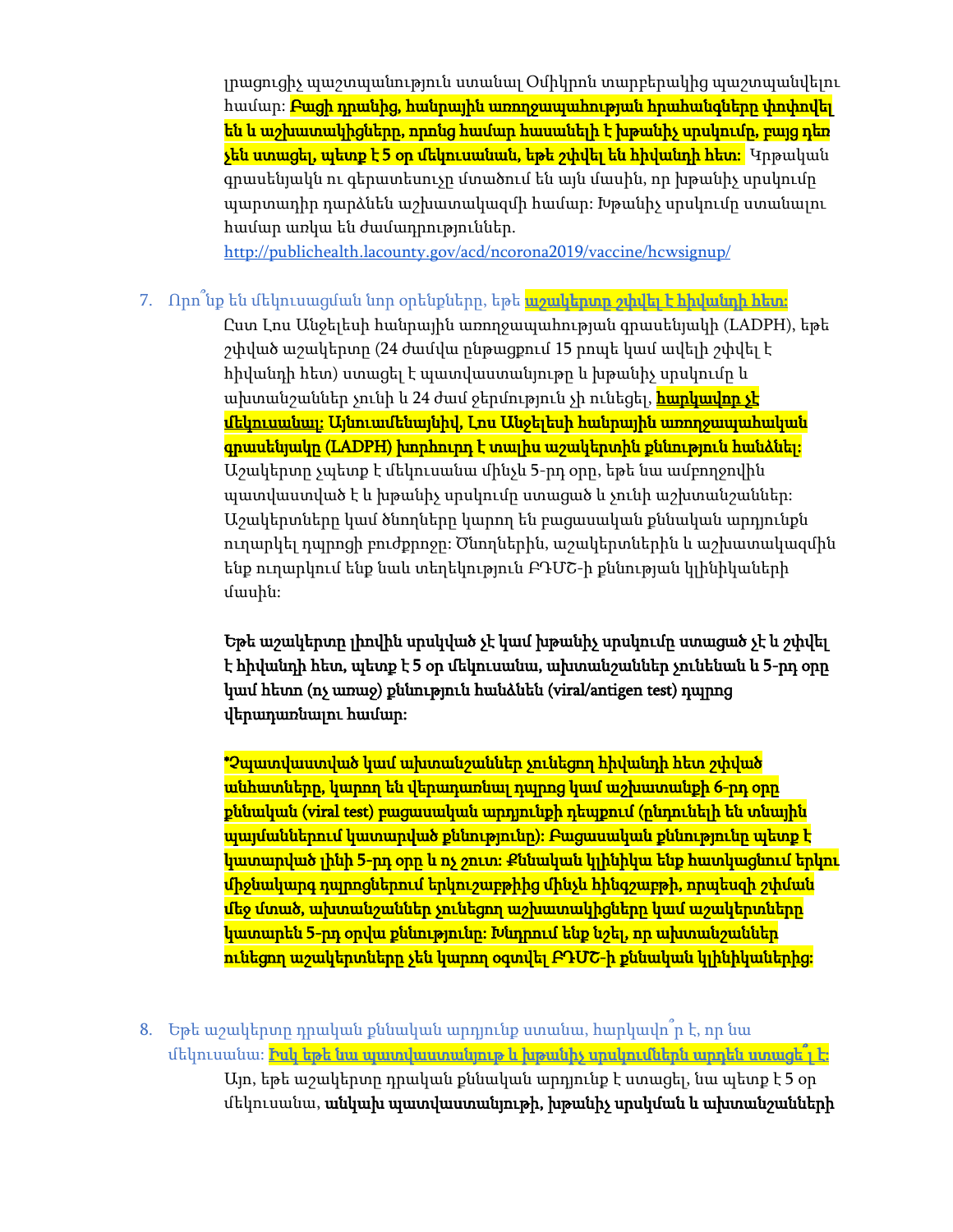լրացուցիչ պաշտպանություն ստանալ Օմիկրոն տարբերակից պաշտպանվելու համար: **Բացի դրանից, հանրային առողջապահության հրահանգները փոփոխվել են և աշխատակիցները, որոնց համար հասանելի է խթանիչ սրսկումը, բայց դեռ չեն ստացել, պետք է 5 օր մեկուսանան, եթե շփվել են հիվանդի հետ:** Կրթական գրասենյակն ու գերատեսուչը մտածում են այն մասին, որ խթանիչ սրսկումը պարտադիր դարձնեն աշխատակազմի համար: Խթանիչ սրսկումը ստանալու համար առկա են ժամադրություններ.
http://publichealth.lacounty.gov/acd/ncorona2019/vaccine/hcwsignup/

7. Որո՞նք են մեկուսացման նոր օրենքները, եթե **աշակերտը շփվել է հիվանդի հետ:**

   Ըստ Լոս Անջելեսի հանրային առողջապահության գրասենյակի (LADPH), եթե շփված աշակերտը (24 ժամվա ընթացքում 15 րոպե կամ ավելի շփվել է հիվանդի հետ) ստացել է պատվաստանյութը և խթանիչ սրսկումը և ախտանշաններ չունի և 24 ժամ ջերմություն չի ունեցել, **հարկավոր չէ մեկուսանալ: Այնուամենայնիվ, Լոս Անջելեսի հանրային առողջապահական գրասենյակը (LADPH) խորհուրդ է տալիս աշակերտին քննություն հանձնել:** Աշակերտը չպետք է մեկուսանա մինչև 5-րդ օրը, եթե նա ամբողջովին պատվաստված է և խթանիչ սրսկումը ստացած և չունի աշխտանշաններ: Աշակերտները կամ ծնողները կարող են բացասական քննական արդյունքն ուղարկել դպրոցի բուժքրոջը: Ծնողներին, աշակերտներին և աշխատակազմին ենք ուղարկում ենք նաև տեղեկություն ԲԴՄՇ-ի քննության կլինիկաների մասին:

   **Եթե աշակերտը լիովին սրսկված չէ կամ խթանիչ սրսկումը ստացած չէ և շփվել է հիվանդի հետ, պետք է 5 օր մեկուսանա, ախտանշաններ չունենան և 5-րդ օրը կամ հետո (ոչ առաջ) քննություն հանձնեն (viral/antigen test) դպրոց վերադառնալու համար:**

   ***Չպատվաստված կամ ախտանշաններ չունեցող հիվանդի հետ շփված անհատները, կարող են վերադառնալ դպրոց կամ աշխատանքի 6-րդ օրը քննական (viral test) բացասական արդյունքի դեպքում (ընդունելի են տնային պայմաններում կատարված քննությունը): Բացասական քննությունը պետք է կատարված լինի 5-րդ օրը և ոչ շուտ: Քննական կլինիկա ենք հատկացնում երկու միջնակարգ դպրոցներում երկուշաբթիից մինչև հինգշաբթի, որպեսզի շփման մեջ մտած, ախտանշաններ չունեցող աշխատակիցները կամ աշակերտները կատարեն 5-րդ օրվա քննությունը: Խնդրում ենք նշել, որ ախտանշաններ ունեցող աշակերտները չեն կարող օգտվել ԲԴՄՇ-ի քննական կլինիկաներից:**

8. Եթե աշակերտը դրական քննական արդյունք ստանա, հարկավո՞ր է, որ նա մեկուսանա: **Իսկ եթե նա պատվաստանյութ և խթանիչ սրսկումներն արդեն ստացե՞լ է:**

   Այո, եթե աշակերտը դրական քննական արդյունք է ստացել, նա պետք է 5 օր մեկուսանա, **անկախ պատվաստանյութի, խթանիչ սրսկման և ախտանշանների**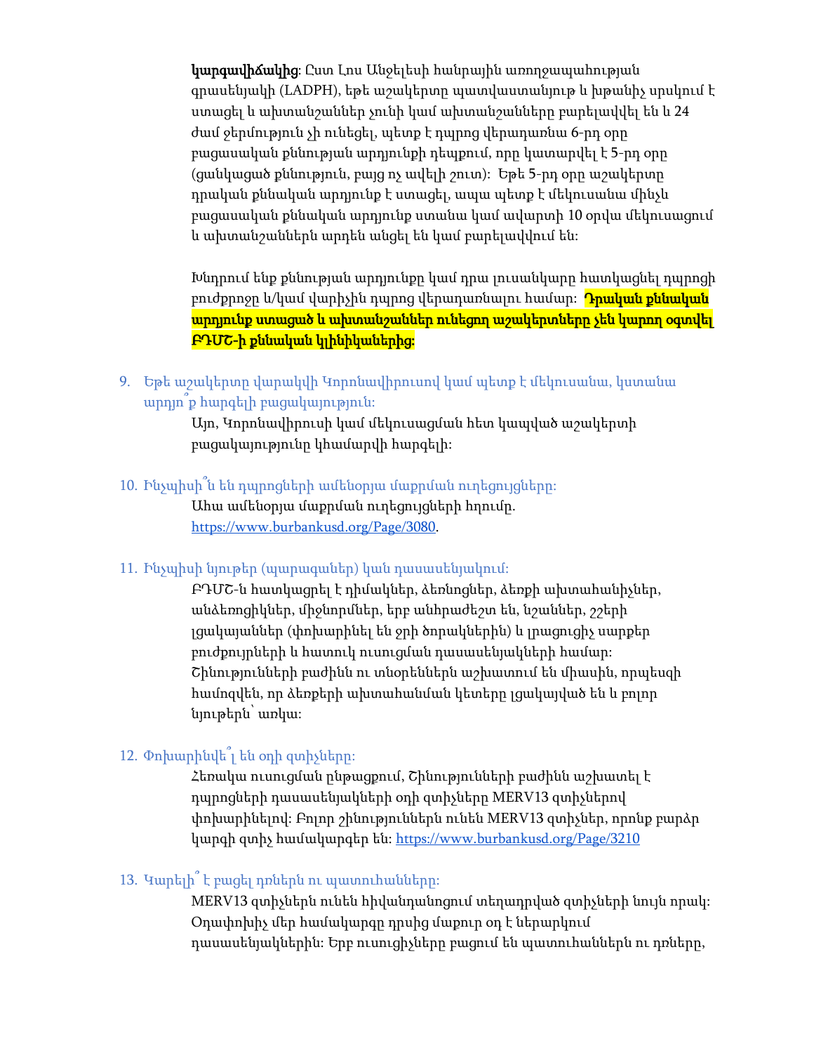**կարգավիճակից**: Ըստ Լոս Անջելեսի հանրային առողջապահության գրասենյակի (LADPH), եթե աշակերտը պատվաստանյութ և խթանիչ սրսկում է ստացել և ախտանշաններ չունի կամ ախտանշանները բարելավվել են և 24 ժամ ջերմություն չի ունեցել, պետք է դպրոց վերադառնա 6-րդ օրը բացասական քննության արդյունքի դեպքում, որը կատարվել է 5-րդ օրը (ցանկացած քննություն, բայց ոչ ավելի շուտ): Եթե 5-րդ օրը աշակերտը դրական քննական արդյունք է ստացել, ապա պետք է մեկուսանա մինչև բացասական քննական արդյունք ստանա կամ ավարտի 10 օրվա մեկուսացում և ախտանշաններն արդեն անցել են կամ բարելավվում են:

Խնդրում ենք քննության արդյունքը կամ դրա լուսանկարը հատկացնել դպրոցի բուժքրոջը և/կամ վարիչին դպրոց վերադառնալու համար: **Դրական քննական արդյունք ստացած և ախտանշաններ ունեցող աշակերտները չեն կարող օգտվել ԲԴՄՇ-ի քննական կլինիկաներից:**

9. Եթե աշակերտը վարակվի Կորոնավիրուսով կամ պետք է մեկուսանա, կստանա արդյո՞ք հարգելի բացակայություն:

   Այո, Կորոնավիրուսի կամ մեկուսացման հետ կապված աշակերտի բացակայությունը կհամարվի հարգելի:

10. Ինչպիսի՞ն են դպրոցների ամենօրյա մաքրման ուղեցույցները:

    Ահա ամենօրյա մաքրման ուղեցույցների հղումը. https://www.burbankusd.org/Page/3080.

11. Ինչպիսի նյութեր (պարագաներ) կան դասասենյակում:

    ԲԴՄՇ-ն հատկացրել է դիմակներ, ձեռնոցներ, ձեռքի ախտահանիչներ, անձեռոցիկներ, միջնորմներ, երբ անհրաժեշտ են, նշաններ, շշերի լցակայաններ (փոխարինել են ջրի ծորակներին) և լրացուցիչ սարքեր բուժքույրների և հատուկ ուսուցման դասասենյակների համար: Շինությունների բաժինն ու տնօրեններն աշխատում են միասին, որպեսզի համոզվեն, որ ձեռքերի ախտահանման կետերը լցակայված են և բոլոր նյութերն՝ առկա:

12. Փոխարինվե՞լ են օդի զտիչները:

    Հեռակա ուսուցման ընթացքում, Շինությունների բաժինն աշխատել է դպրոցների դասասենյակների օդի զտիչները MERV13 զտիչներով փոխարինելով: Բոլոր շինություններն ունեն MERV13 զտիչներ, որոնք բարձր կարգի զտիչ համակարգեր են: https://www.burbankusd.org/Page/3210

13. Կարելի՞ է բացել դռներն ու պատուհանները:

    MERV13 զտիչներն ունեն հիվանդանոցում տեղադրված զտիչների նույն որակ: Օդափոխիչ մեր համակարգը դրսից մաքուր օդ է ներարկում դասասենյակներին: Երբ ուսուցիչները բացում են պատուհաններն ու դռները,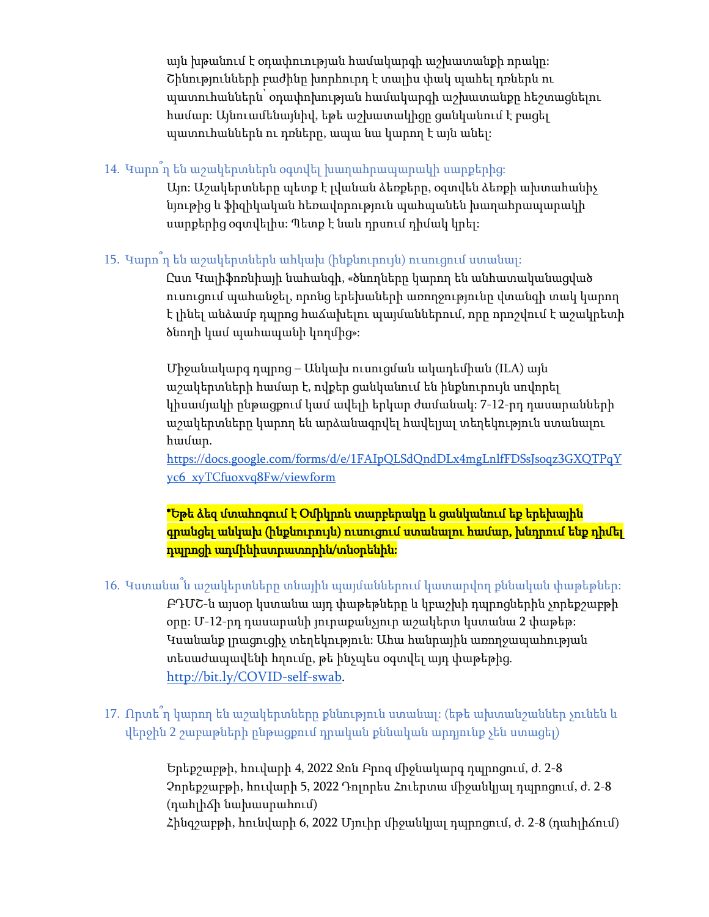այն խթանում է օդափուության համակարգի աշխատանքի որակը: Շինությունների բաժինը խորհուրդ է տալիս փակ պահել դռներն ու պատուհաններն՝ օդափոխության համակարգի աշխատանքը հեշտացնելու համար: Այնուամենայնիվ, եթե աշխատակիցը ցանկանում է բացել պատուհաններն ու դռները, ապա նա կարող է այն անել:

14. Կարո՞ղ են աշակերտներն օգտվել խաղահրապարակի սարքերից:

    Այո: Աշակերտները պետք է լվանան ձեռքերը, օգտվեն ձեռքի ախտահանիչ նյութից և ֆիզիկական հեռավորություն պահպանեն խաղահրապարակի սարքերից օգտվելիս: Պետք է նաև դրսում դիմակ կրել:

15. Կարո՞ղ են աշակերտներն անկախ (ինքնուրույն) ուսուցում ստանալ:

    Ըստ Կալիֆոռնիայի նահանգի, «ծնողները կարող են անհատականացված ուսուցում պահանջել, որոնց երեխաների առողջությունը վտանգի տակ կարող է լինել անձամբ դպրոց հաճախելու պայմաններում, որը որոշվում է աշակերտի ծնողի կամ պահապանի կողմից»:

    Միջանակարգ դպրոց – Անկախ ուսուցման ակադեմիան (ILA) այն աշակերտների համար է, ովքեր ցանկանում են ինքնուրույն սովորել կիսամյակի ընթացքում կամ ավելի երկար ժամանակ: 7-12-րդ դասարանների աշակերտները կարող են արձանագրվել հավելյալ տեղեկություն ստանալու համար.
    https://docs.google.com/forms/d/e/1FAIpQLSdQndDLx4mgLnlfFDSsJsoqz3GXQTPqYyc6_xyTCfuoxvq8Fw/viewform

    **\*Եթե ձեզ մտահոգում է Օմիկրոն տարբերակը և ցանկանում եք երեխային գրանցել անկախ (ինքնուրույն) ուսուցում ստանալու համար, խնդրում ենք դիմել դպրոցի ադմինիստրատորին/տնօրենին:**

16. Կստանա՞ն աշակերտները տնային պայմաններում կատարվող քննական փաթեթներ:

    ԲԴՄՇ-ն այսօր կստանա այդ փաթեթները և կբաշխի դպրոցներին չորեքշաբթի օրը: Մ-12-րդ դասարանի յուրաքանչյուր աշակերտ կստանա 2 փաթեթ: Կսանանք լրացուցիչ տեղեկություն: Ահա հանրային առողջապահության տեսաժապավենի հղումը, թե ինչպես օգտվել այդ փաթեթից. http://bit.ly/COVID-self-swab.

17. Որտե՞ղ կարող են աշակերտները քննություն ստանալ: (եթե ախտանշաններ չունեն և վերջին 2 շաբաթների ընթացքում դրական քննական արդյունք չեն ստացել)

    Երեքշաբթի, հուվարի 4, 2022 Ջոն Բրոզ միջնակարգ դպրոցում, ժ. 2-8
    Չորեքշաբթի, հուվարի 5, 2022 Դոլորես Հուերտա միջանկյալ դպրոցում, ժ. 2-8 (դահլիճի նախասրահում)
    Հինգշաբթի, հունվարի 6, 2022 Մյուիր միջանկյալ դպրոցում, ժ. 2-8 (դահլիճում)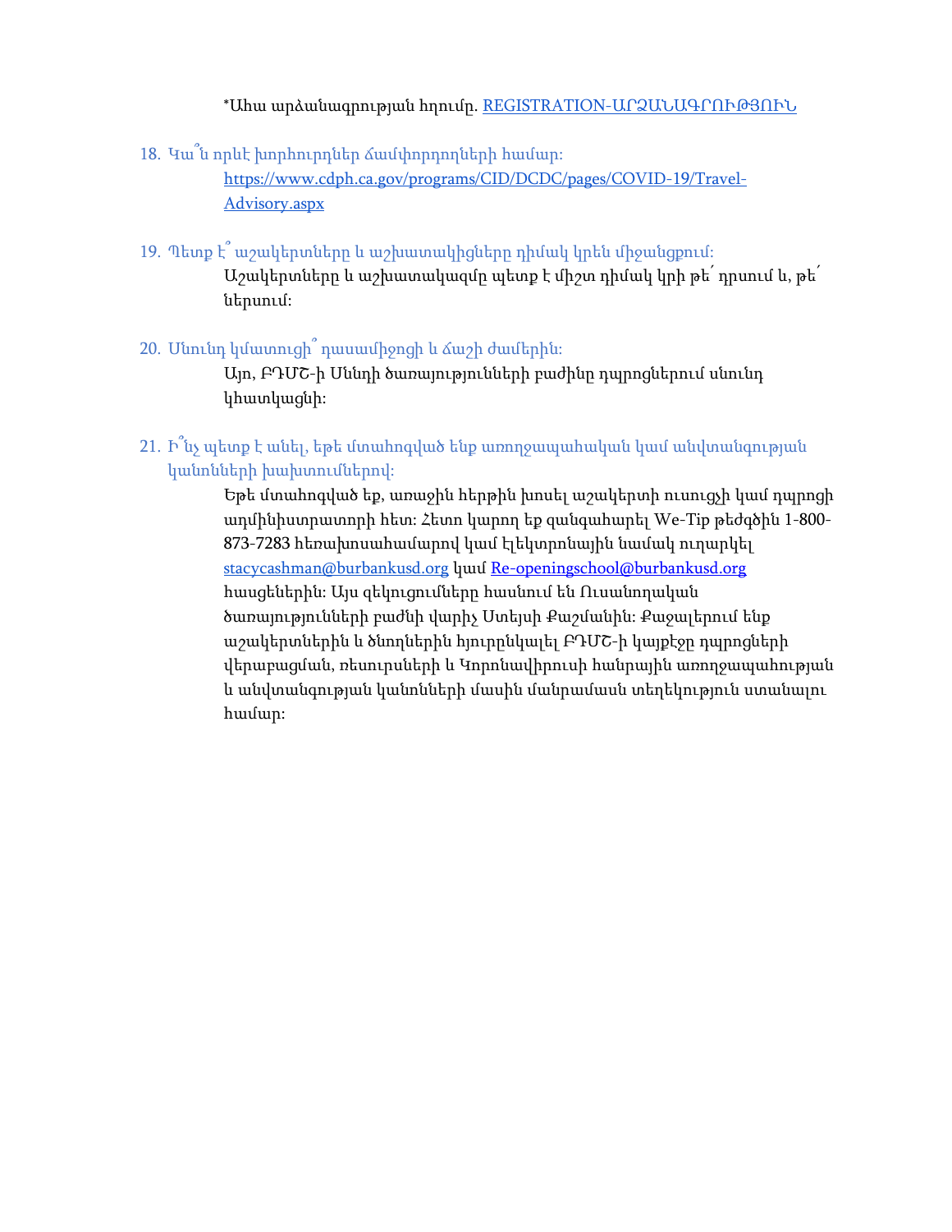*Ահա արձանագրության հղումը. [REGISTRATION-ԱՐՁԱՆԱԳՐՈՒԹՅՈՒՆ]()

18. Կա՞ն որևէ խորհուրդներ ճամփորդողների համար։
    [https://www.cdph.ca.gov/programs/CID/DCDC/pages/COVID-19/Travel-Advisory.aspx](https://www.cdph.ca.gov/programs/CID/DCDC/pages/COVID-19/Travel-Advisory.aspx)

19. Պետք է՞ աշակերտները և աշխատակիցները դիմակ կրեն միջանցքում։
    Աշակերտները և աշխատակազմը պետք է միշտ դիմակ կրի թե՛ դրսում և, թե՛ ներսում։

20. Սնունդ կմատուցի՞ դասամիջոցի և ճաշի ժամերին։
    Այո, ԲԴՄՇ-ի Սննդի ծառայությունների բաժինը դպրոցներում սնունդ կհատկացնի։

21. Ի՞նչ պետք է անել, եթե մտահոգված ենք առողջապահական կամ անվտանգության կանոնների խախտումներով։
    Եթե մտահոգված եք, առաջին հերթին խոսել աշակերտի ուսուցչի կամ դպրոցի ադմինիստրատորի հետ։ Հետո կարող եք զանգահարել We-Tip թեժգծին 1-800-873-7283 հեռախոսահամարով կամ էլեկտրոնային նամակ ուղարկել [stacycashman@burbankusd.org](mailto:stacycashman@burbankusd.org) կամ [Re-openingschool@burbankusd.org](mailto:Re-openingschool@burbankusd.org) հասցեներին։ Այս զեկուցումները հասնում են Ուսանողական ծառայությունների բաժնի վարիչ Ստեյսի Քաշմանին։ Քաջալերում ենք աշակերտներին և ծնողներին հյուրընկալել ԲԴՄՇ-ի կայքէջը դպրոցների վերաբացման, ռեսուրսների և Կորոնավիրուսի հանրային առողջապահության և անվտանգության կանոնների մասին մանրամասն տեղեկություն ստանալու համար։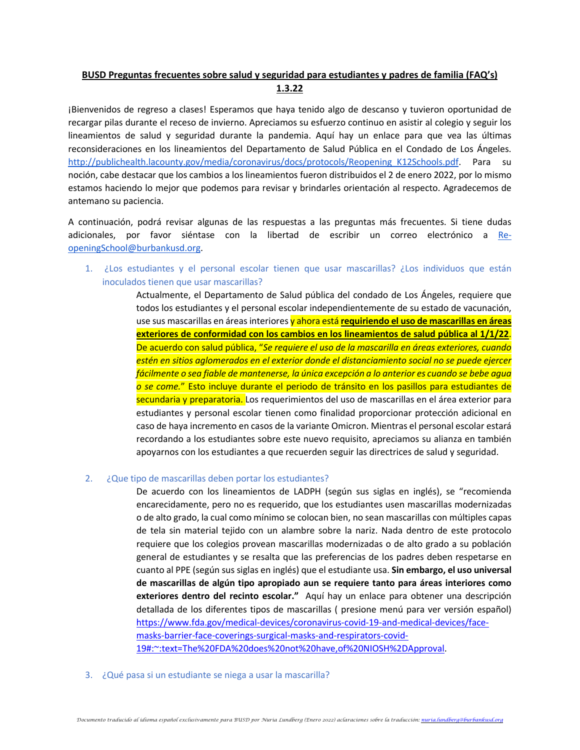**BUSD Preguntas frecuentes sobre salud y seguridad para estudiantes y padres de familia (FAQ's) 1.3.22**

¡Bienvenidos de regreso a clases! Esperamos que haya tenido algo de descanso y tuvieron oportunidad de recargar pilas durante el receso de invierno. Apreciamos su esfuerzo continuo en asistir al colegio y seguir los lineamientos de salud y seguridad durante la pandemia. Aquí hay un enlace para que vea las últimas reconsideraciones en los lineamientos del Departamento de Salud Pública en el Condado de Los Ángeles. http://publichealth.lacounty.gov/media/coronavirus/docs/protocols/Reopening_K12Schools.pdf. Para su noción, cabe destacar que los cambios a los lineamientos fueron distribuidos el 2 de enero 2022, por lo mismo estamos haciendo lo mejor que podemos para revisar y brindarles orientación al respecto. Agradecemos de antemano su paciencia.

A continuación, podrá revisar algunas de las respuestas a las preguntas más frecuentes. Si tiene dudas adicionales, por favor siéntase con la libertad de escribir un correo electrónico a Re-openingSchool@burbankusd.org.

1. ¿Los estudiantes y el personal escolar tienen que usar mascarillas? ¿Los individuos que están inoculados tienen que usar mascarillas?

   Actualmente, el Departamento de Salud pública del condado de Los Ángeles, requiere que todos los estudiantes y el personal escolar independientemente de su estado de vacunación, use sus mascarillas en áreas interiores y ahora está **requiriendo el uso de mascarillas en áreas exteriores de conformidad con los cambios en los lineamientos de salud pública al 1/1/22**. De acuerdo con salud pública, "*Se requiere el uso de la mascarilla en áreas exteriores, cuando estén en sitios aglomerados en el exterior donde el distanciamiento social no se puede ejercer fácilmente o sea fiable de mantenerse, la única excepción a lo anterior es cuando se bebe agua o se come.*" Esto incluye durante el periodo de tránsito en los pasillos para estudiantes de secundaria y preparatoria. Los requerimientos del uso de mascarillas en el área exterior para estudiantes y personal escolar tienen como finalidad proporcionar protección adicional en caso de haya incremento en casos de la variante Omicron. Mientras el personal escolar estará recordando a los estudiantes sobre este nuevo requisito, apreciamos su alianza en también apoyarnos con los estudiantes a que recuerden seguir las directrices de salud y seguridad.

2. ¿Que tipo de mascarillas deben portar los estudiantes?

   De acuerdo con los lineamientos de LADPH (según sus siglas en inglés), se "recomienda encarecidamente, pero no es requerido, que los estudiantes usen mascarillas modernizadas o de alto grado, la cual como mínimo se colocan bien, no sean mascarillas con múltiples capas de tela sin material tejido con un alambre sobre la nariz. Nada dentro de este protocolo requiere que los colegios provean mascarillas modernizadas o de alto grado a su población general de estudiantes y se resalta que las preferencias de los padres deben respetarse en cuanto al PPE (según sus siglas en inglés) que el estudiante usa. **Sin embargo, el uso universal de mascarillas de algún tipo apropiado aun se requiere tanto para áreas interiores como exteriores dentro del recinto escolar."** Aquí hay un enlace para obtener una descripción detallada de los diferentes tipos de mascarillas ( presione menú para ver versión español) https://www.fda.gov/medical-devices/coronavirus-covid-19-and-medical-devices/face-masks-barrier-face-coverings-surgical-masks-and-respirators-covid-19#:~:text=The%20FDA%20does%20not%20have,of%20NIOSH%2DApproval.

3. ¿Qué pasa si un estudiante se niega a usar la mascarilla?

*Documento traducido al idioma español exclusivamente para BUSD por Nuria Lundberg (Enero 2022) aclaraciones sobre la traducción: nuria.lundberg@burbankusd.org*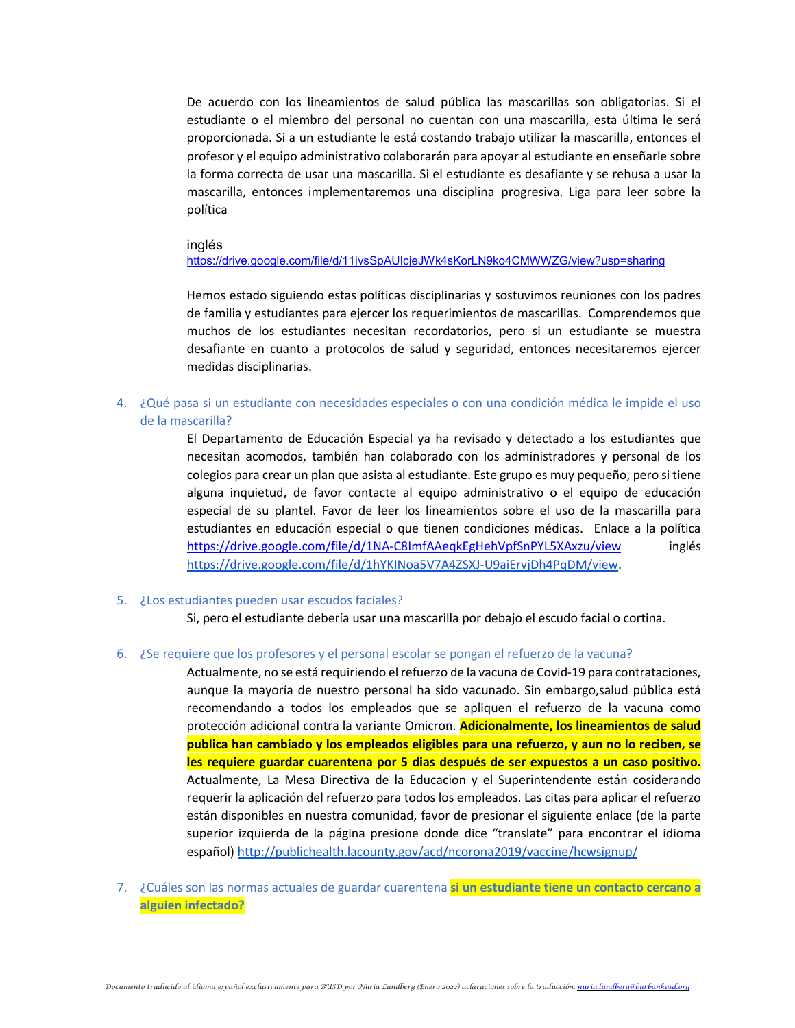De acuerdo con los lineamientos de salud pública las mascarillas son obligatorias. Si el estudiante o el miembro del personal no cuentan con una mascarilla, esta última le será proporcionada. Si a un estudiante le está costando trabajo utilizar la mascarilla, entonces el profesor y el equipo administrativo colaborarán para apoyar al estudiante en enseñarle sobre la forma correcta de usar una mascarilla. Si el estudiante es desafiante y se rehusa a usar la mascarilla, entonces implementaremos una disciplina progresiva. Liga para leer sobre la política

inglés
https://drive.google.com/file/d/11jvsSpAUlcjeJWk4sKorLN9ko4CMWWZG/view?usp=sharing

Hemos estado siguiendo estas políticas disciplinarias y sostuvimos reuniones con los padres de familia y estudiantes para ejercer los requerimientos de mascarillas. Comprendemos que muchos de los estudiantes necesitan recordatorios, pero si un estudiante se muestra desafiante en cuanto a protocolos de salud y seguridad, entonces necesitaremos ejercer medidas disciplinarias.

4. ¿Qué pasa si un estudiante con necesidades especiales o con una condición médica le impide el uso de la mascarilla?

   El Departamento de Educación Especial ya ha revisado y detectado a los estudiantes que necesitan acomodos, también han colaborado con los administradores y personal de los colegios para crear un plan que asista al estudiante. Este grupo es muy pequeño, pero si tiene alguna inquietud, de favor contacte al equipo administrativo o el equipo de educación especial de su plantel. Favor de leer los lineamientos sobre el uso de la mascarilla para estudiantes en educación especial o que tienen condiciones médicas. Enlace a la política https://drive.google.com/file/d/1NA-C8lmfAAeqkEgHehVpfSnPYL5XAxzu/view inglés https://drive.google.com/file/d/1hYKINoa5V7A4ZSXJ-U9aiErvjDh4PqDM/view.

5. ¿Los estudiantes pueden usar escudos faciales?

   Si, pero el estudiante debería usar una mascarilla por debajo el escudo facial o cortina.

6. ¿Se requiere que los profesores y el personal escolar se pongan el refuerzo de la vacuna?

   Actualmente, no se está requiriendo el refuerzo de la vacuna de Covid-19 para contrataciones, aunque la mayoría de nuestro personal ha sido vacunado. Sin embargo,salud pública está recomendando a todos los empleados que se apliquen el refuerzo de la vacuna como protección adicional contra la variante Omicron. **Adicionalmente, los lineamientos de salud publica han cambiado y los empleados eligibles para una refuerzo, y aun no lo reciben, se les requiere guardar cuarentena por 5 dias después de ser expuestos a un caso positivo.** Actualmente, La Mesa Directiva de la Educacion y el Superintendente están cosiderando requerir la aplicación del refuerzo para todos los empleados. Las citas para aplicar el refuerzo están disponibles en nuestra comunidad, favor de presionar el siguiente enlace (de la parte superior izquierda de la página presione donde dice "translate" para encontrar el idioma español) http://publichealth.lacounty.gov/acd/ncorona2019/vaccine/hcwsignup/

7. ¿Cuáles son las normas actuales de guardar cuarentena **si un estudiante tiene un contacto cercano a alguien infectado?**

*Documento traducido al idioma español exclusivamente para BUSD por Nuria Lundberg (Enero 2022) aclaraciones sobre la traducción: nuria.lundberg@burbankusd.org*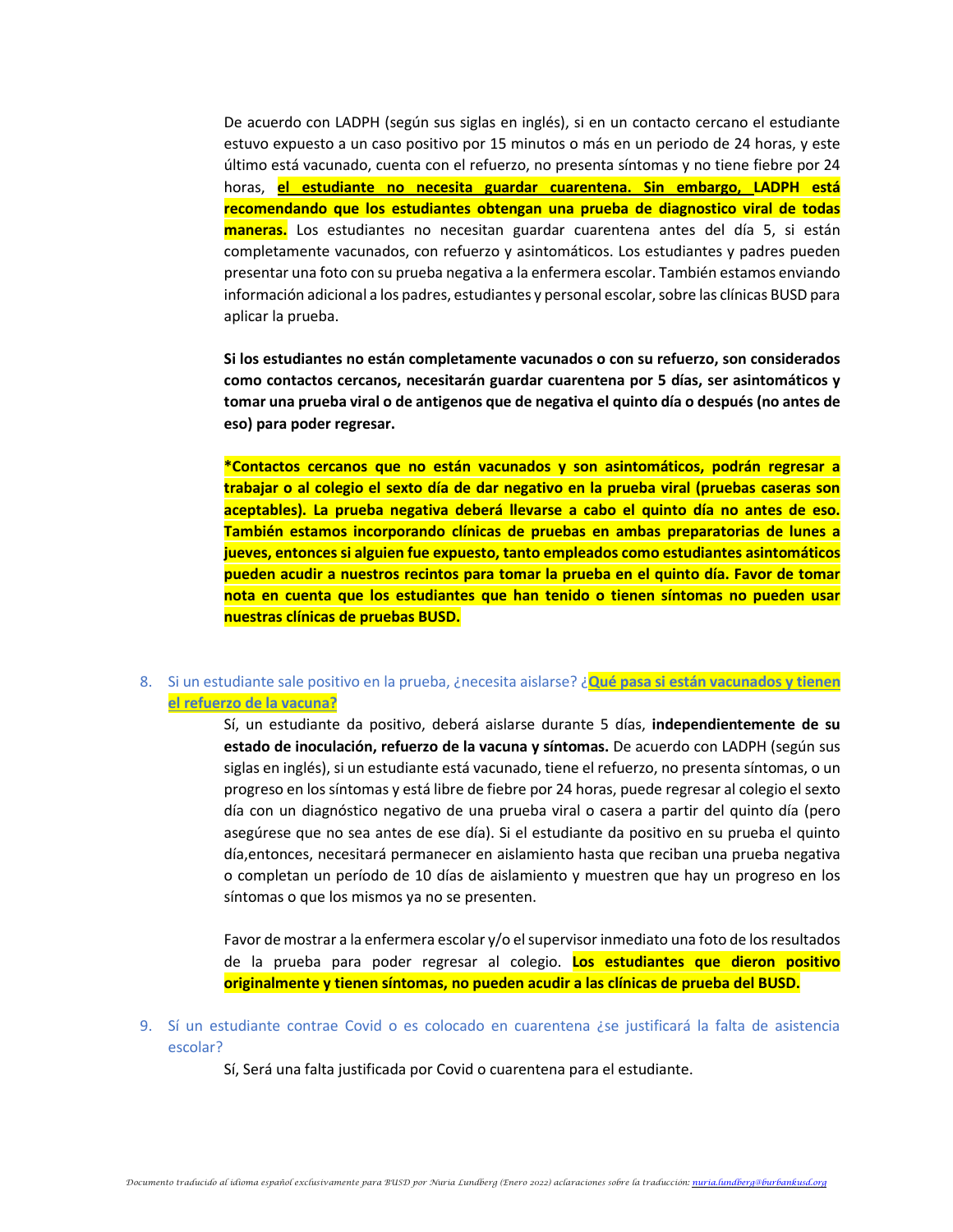De acuerdo con LADPH (según sus siglas en inglés), si en un contacto cercano el estudiante estuvo expuesto a un caso positivo por 15 minutos o más en un periodo de 24 horas, y este último está vacunado, cuenta con el refuerzo, no presenta síntomas y no tiene fiebre por 24 horas, **el estudiante no necesita guardar cuarentena. Sin embargo, LADPH está recomendando que los estudiantes obtengan una prueba de diagnostico viral de todas maneras.** Los estudiantes no necesitan guardar cuarentena antes del día 5, si están completamente vacunados, con refuerzo y asintomáticos. Los estudiantes y padres pueden presentar una foto con su prueba negativa a la enfermera escolar. También estamos enviando información adicional a los padres, estudiantes y personal escolar, sobre las clínicas BUSD para aplicar la prueba.

**Si los estudiantes no están completamente vacunados o con su refuerzo, son considerados como contactos cercanos, necesitarán guardar cuarentena por 5 días, ser asintomáticos y tomar una prueba viral o de antigenos que de negativa el quinto día o después (no antes de eso) para poder regresar.**

**\*Contactos cercanos que no están vacunados y son asintomáticos, podrán regresar a trabajar o al colegio el sexto día de dar negativo en la prueba viral (pruebas caseras son aceptables). La prueba negativa deberá llevarse a cabo el quinto día no antes de eso. También estamos incorporando clínicas de pruebas en ambas preparatorias de lunes a jueves, entonces si alguien fue expuesto, tanto empleados como estudiantes asintomáticos pueden acudir a nuestros recintos para tomar la prueba en el quinto día. Favor de tomar nota en cuenta que los estudiantes que han tenido o tienen síntomas no pueden usar nuestras clínicas de pruebas BUSD.**

8. Si un estudiante sale positivo en la prueba, ¿necesita aislarse? ¿**Qué pasa si están vacunados y tienen el refuerzo de la vacuna?**

   Sí, un estudiante da positivo, deberá aislarse durante 5 días, **independientemente de su estado de inoculación, refuerzo de la vacuna y síntomas.** De acuerdo con LADPH (según sus siglas en inglés), si un estudiante está vacunado, tiene el refuerzo, no presenta síntomas, o un progreso en los síntomas y está libre de fiebre por 24 horas, puede regresar al colegio el sexto día con un diagnóstico negativo de una prueba viral o casera a partir del quinto día (pero asegúrese que no sea antes de ese día). Si el estudiante da positivo en su prueba el quinto día,entonces, necesitará permanecer en aislamiento hasta que reciban una prueba negativa o completan un período de 10 días de aislamiento y muestren que hay un progreso en los síntomas o que los mismos ya no se presenten.

   Favor de mostrar a la enfermera escolar y/o el supervisor inmediato una foto de los resultados de la prueba para poder regresar al colegio. **Los estudiantes que dieron positivo originalmente y tienen síntomas, no pueden acudir a las clínicas de prueba del BUSD.**

9. Sí un estudiante contrae Covid o es colocado en cuarentena ¿se justificará la falta de asistencia escolar?

   Sí, Será una falta justificada por Covid o cuarentena para el estudiante.

*Documento traducido al idioma español exclusivamente para BUSD por Nuria Lundberg (Enero 2022) aclaraciones sobre la traducción: nuria.lundberg@burbankusd.org*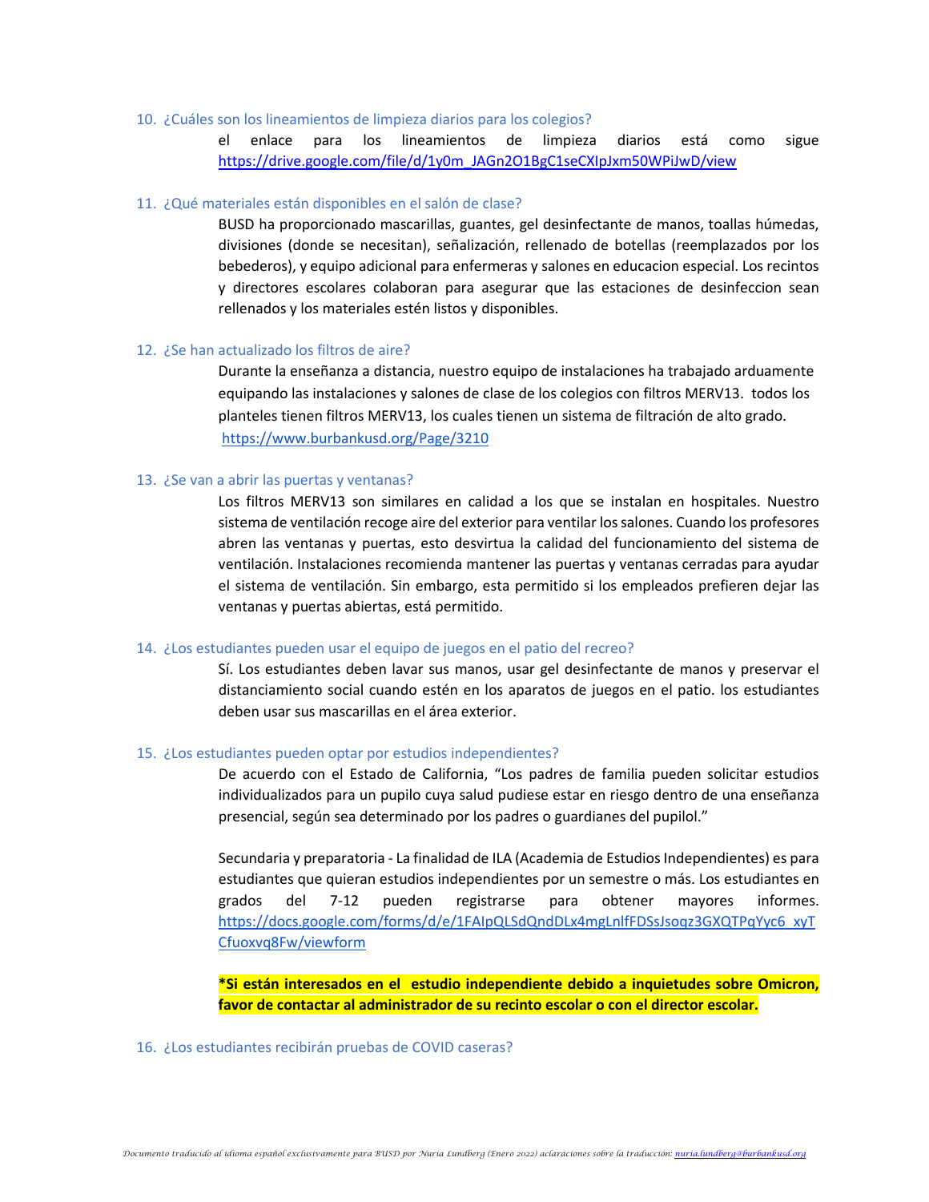10. ¿Cuáles son los lineamientos de limpieza diarios para los colegios?

    el enlace para los lineamientos de limpieza diarios está como sigue https://drive.google.com/file/d/1y0m_JAGn2O1BgC1seCXIpJxm50WPiJwD/view

11. ¿Qué materiales están disponibles en el salón de clase?

    BUSD ha proporcionado mascarillas, guantes, gel desinfectante de manos, toallas húmedas, divisiones (donde se necesitan), señalización, rellenado de botellas (reemplazados por los bebederos), y equipo adicional para enfermeras y salones en educacion especial. Los recintos y directores escolares colaboran para asegurar que las estaciones de desinfeccion sean rellenados y los materiales estén listos y disponibles.

12. ¿Se han actualizado los filtros de aire?

    Durante la enseñanza a distancia, nuestro equipo de instalaciones ha trabajado arduamente equipando las instalaciones y salones de clase de los colegios con filtros MERV13. todos los planteles tienen filtros MERV13, los cuales tienen un sistema de filtración de alto grado. https://www.burbankusd.org/Page/3210

13. ¿Se van a abrir las puertas y ventanas?

    Los filtros MERV13 son similares en calidad a los que se instalan en hospitales. Nuestro sistema de ventilación recoge aire del exterior para ventilar los salones. Cuando los profesores abren las ventanas y puertas, esto desvirtua la calidad del funcionamiento del sistema de ventilación. Instalaciones recomienda mantener las puertas y ventanas cerradas para ayudar el sistema de ventilación. Sin embargo, esta permitido si los empleados prefieren dejar las ventanas y puertas abiertas, está permitido.

14. ¿Los estudiantes pueden usar el equipo de juegos en el patio del recreo?

    Sí. Los estudiantes deben lavar sus manos, usar gel desinfectante de manos y preservar el distanciamiento social cuando estén en los aparatos de juegos en el patio. los estudiantes deben usar sus mascarillas en el área exterior.

15. ¿Los estudiantes pueden optar por estudios independientes?

    De acuerdo con el Estado de California, "Los padres de familia pueden solicitar estudios individualizados para un pupilo cuya salud pudiese estar en riesgo dentro de una enseñanza presencial, según sea determinado por los padres o guardianes del pupilol."

    Secundaria y preparatoria - La finalidad de ILA (Academia de Estudios Independientes) es para estudiantes que quieran estudios independientes por un semestre o más. Los estudiantes en grados del 7-12 pueden registrarse para obtener mayores informes. https://docs.google.com/forms/d/e/1FAIpQLSdQndDLx4mgLnlfFDSsJsoqz3GXQTPqYyc6_xyTCfuoxvq8Fw/viewform

    **\*Si están interesados en el estudio independiente debido a inquietudes sobre Omicron, favor de contactar al administrador de su recinto escolar o con el director escolar.**

16. ¿Los estudiantes recibirán pruebas de COVID caseras?

*Documento traducido al idioma español exclusivamente para BUSD por Nuria Lundberg (Enero 2022) aclaraciones sobre la traducción: nuria.lundberg@burbankusd.org*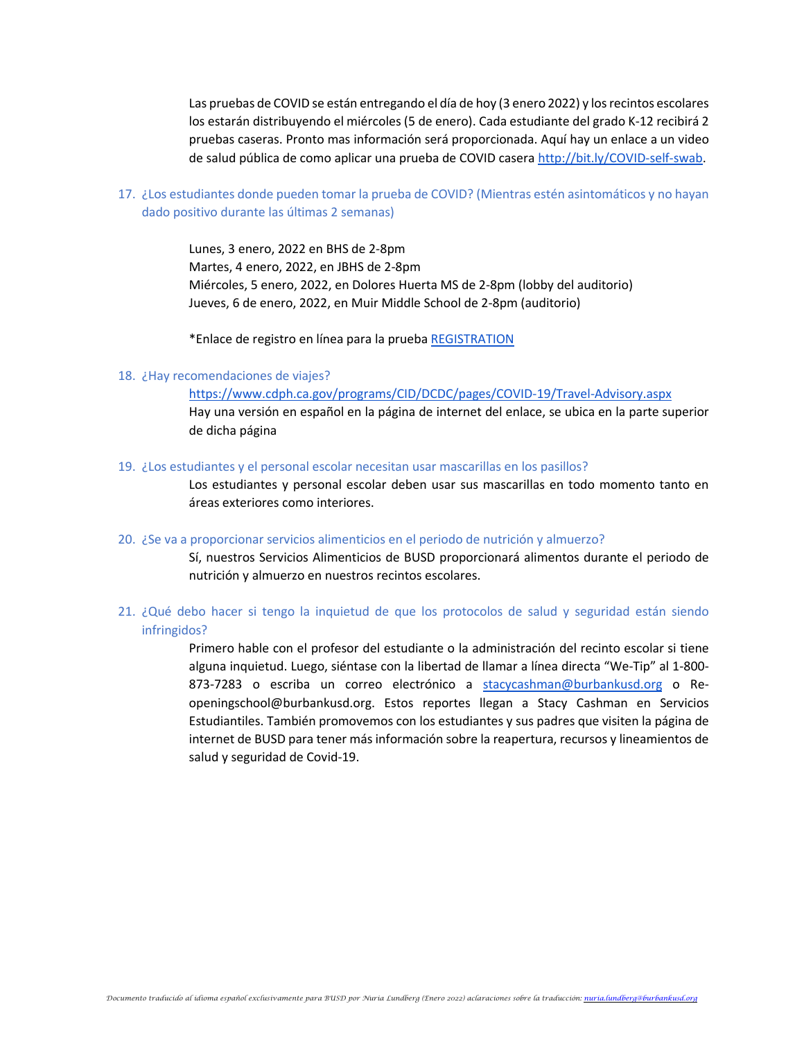Las pruebas de COVID se están entregando el día de hoy (3 enero 2022) y los recintos escolares los estarán distribuyendo el miércoles (5 de enero). Cada estudiante del grado K-12 recibirá 2 pruebas caseras. Pronto mas información será proporcionada. Aquí hay un enlace a un video de salud pública de como aplicar una prueba de COVID casera [http://bit.ly/COVID-self-swab](http://bit.ly/COVID-self-swab).

17. ¿Los estudiantes donde pueden tomar la prueba de COVID? (Mientras estén asintomáticos y no hayan dado positivo durante las últimas 2 semanas)

    Lunes, 3 enero, 2022 en BHS de 2-8pm
    Martes, 4 enero, 2022, en JBHS de 2-8pm
    Miércoles, 5 enero, 2022, en Dolores Huerta MS de 2-8pm (lobby del auditorio)
    Jueves, 6 de enero, 2022, en Muir Middle School de 2-8pm (auditorio)

    *Enlace de registro en línea para la prueba REGISTRATION

18. ¿Hay recomendaciones de viajes?

    [https://www.cdph.ca.gov/programs/CID/DCDC/pages/COVID-19/Travel-Advisory.aspx](https://www.cdph.ca.gov/programs/CID/DCDC/pages/COVID-19/Travel-Advisory.aspx)
    Hay una versión en español en la página de internet del enlace, se ubica en la parte superior de dicha página

19. ¿Los estudiantes y el personal escolar necesitan usar mascarillas en los pasillos?

    Los estudiantes y personal escolar deben usar sus mascarillas en todo momento tanto en áreas exteriores como interiores.

20. ¿Se va a proporcionar servicios alimenticios en el periodo de nutrición y almuerzo?

    Sí, nuestros Servicios Alimenticios de BUSD proporcionará alimentos durante el periodo de nutrición y almuerzo en nuestros recintos escolares.

21. ¿Qué debo hacer si tengo la inquietud de que los protocolos de salud y seguridad están siendo infringidos?

    Primero hable con el profesor del estudiante o la administración del recinto escolar si tiene alguna inquietud. Luego, siéntase con la libertad de llamar a línea directa "We-Tip" al 1-800-873-7283 o escriba un correo electrónico a stacycashman@burbankusd.org o Re-openingschool@burbankusd.org. Estos reportes llegan a Stacy Cashman en Servicios Estudiantiles. También promovemos con los estudiantes y sus padres que visiten la página de internet de BUSD para tener más información sobre la reapertura, recursos y lineamientos de salud y seguridad de Covid-19.

*Documento traducido al idioma español exclusivamente para BUSD por Nuria Lundberg (Enero 2022) aclaraciones sobre la traducción: nuria.lundberg@burbankusd.org*